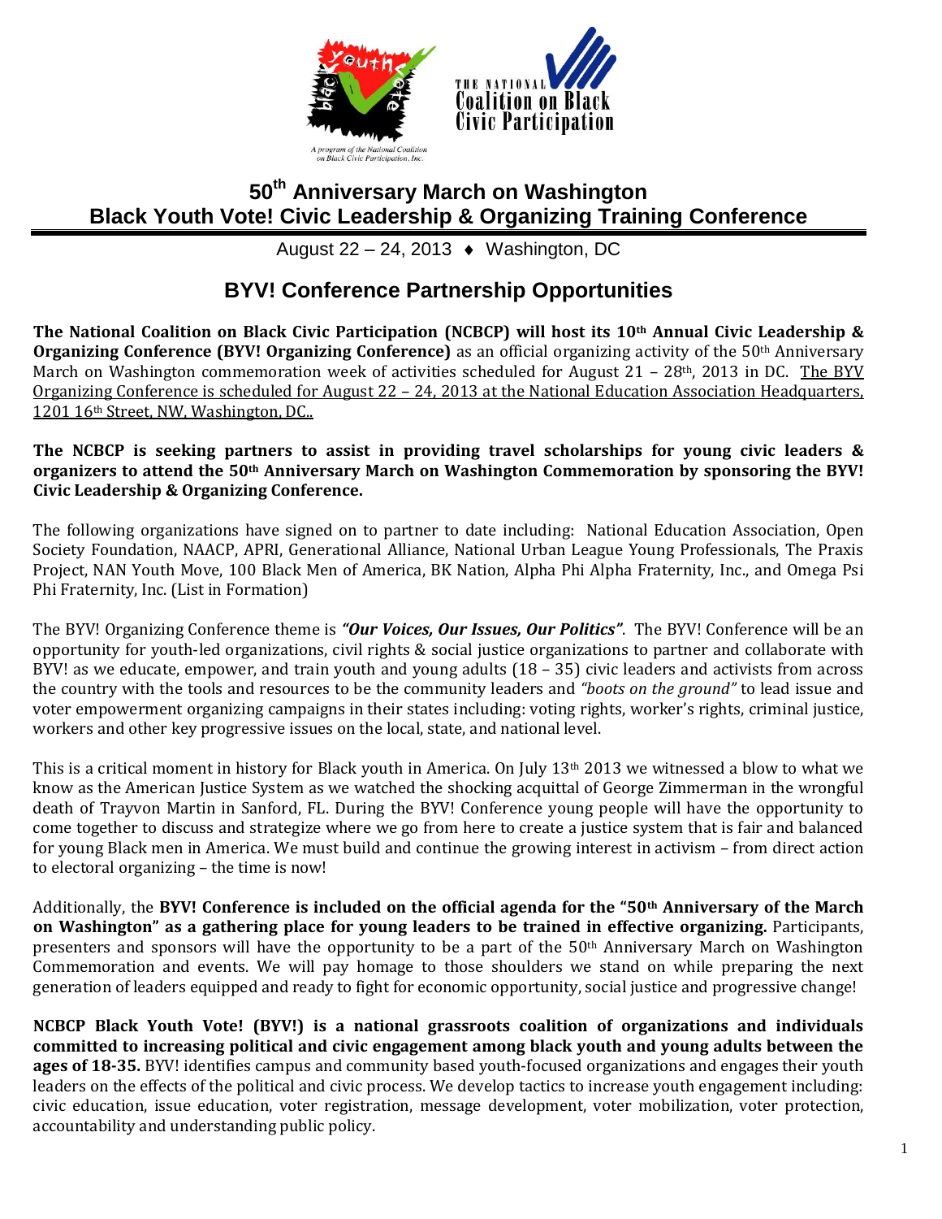A program of the National Coalition on Black Civic Participation, Inc.

THE NATIONAL Coalition on Black Civic Participation

# 50th Anniversary March on Washington
# Black Youth Vote! Civic Leadership & Organizing Training Conference

August 22 – 24, 2013 ♦ Washington, DC

## BYV! Conference Partnership Opportunities

**The National Coalition on Black Civic Participation (NCBCP) will host its 10th Annual Civic Leadership & Organizing Conference (BYV! Organizing Conference)** as an official organizing activity of the 50th Anniversary March on Washington commemoration week of activities scheduled for August 21 – 28th, 2013 in DC. The BYV Organizing Conference is scheduled for August 22 – 24, 2013 at the National Education Association Headquarters, 1201 16th Street, NW, Washington, DC..

**The NCBCP is seeking partners to assist in providing travel scholarships for young civic leaders & organizers to attend the 50th Anniversary March on Washington Commemoration by sponsoring the BYV! Civic Leadership & Organizing Conference.**

The following organizations have signed on to partner to date including: National Education Association, Open Society Foundation, NAACP, APRI, Generational Alliance, National Urban League Young Professionals, The Praxis Project, NAN Youth Move, 100 Black Men of America, BK Nation, Alpha Phi Alpha Fraternity, Inc., and Omega Psi Phi Fraternity, Inc. (List in Formation)

The BYV! Organizing Conference theme is ***"Our Voices, Our Issues, Our Politics"***. The BYV! Conference will be an opportunity for youth-led organizations, civil rights & social justice organizations to partner and collaborate with BYV! as we educate, empower, and train youth and young adults (18 – 35) civic leaders and activists from across the country with the tools and resources to be the community leaders and *"boots on the ground"* to lead issue and voter empowerment organizing campaigns in their states including: voting rights, worker's rights, criminal justice, workers and other key progressive issues on the local, state, and national level.

This is a critical moment in history for Black youth in America. On July 13th 2013 we witnessed a blow to what we know as the American Justice System as we watched the shocking acquittal of George Zimmerman in the wrongful death of Trayvon Martin in Sanford, FL. During the BYV! Conference young people will have the opportunity to come together to discuss and strategize where we go from here to create a justice system that is fair and balanced for young Black men in America. We must build and continue the growing interest in activism – from direct action to electoral organizing – the time is now!

Additionally, the **BYV! Conference is included on the official agenda for the "50th Anniversary of the March on Washington" as a gathering place for young leaders to be trained in effective organizing.** Participants, presenters and sponsors will have the opportunity to be a part of the 50th Anniversary March on Washington Commemoration and events. We will pay homage to those shoulders we stand on while preparing the next generation of leaders equipped and ready to fight for economic opportunity, social justice and progressive change!

**NCBCP Black Youth Vote! (BYV!) is a national grassroots coalition of organizations and individuals committed to increasing political and civic engagement among black youth and young adults between the ages of 18-35.** BYV! identifies campus and community based youth-focused organizations and engages their youth leaders on the effects of the political and civic process. We develop tactics to increase youth engagement including: civic education, issue education, voter registration, message development, voter mobilization, voter protection, accountability and understanding public policy.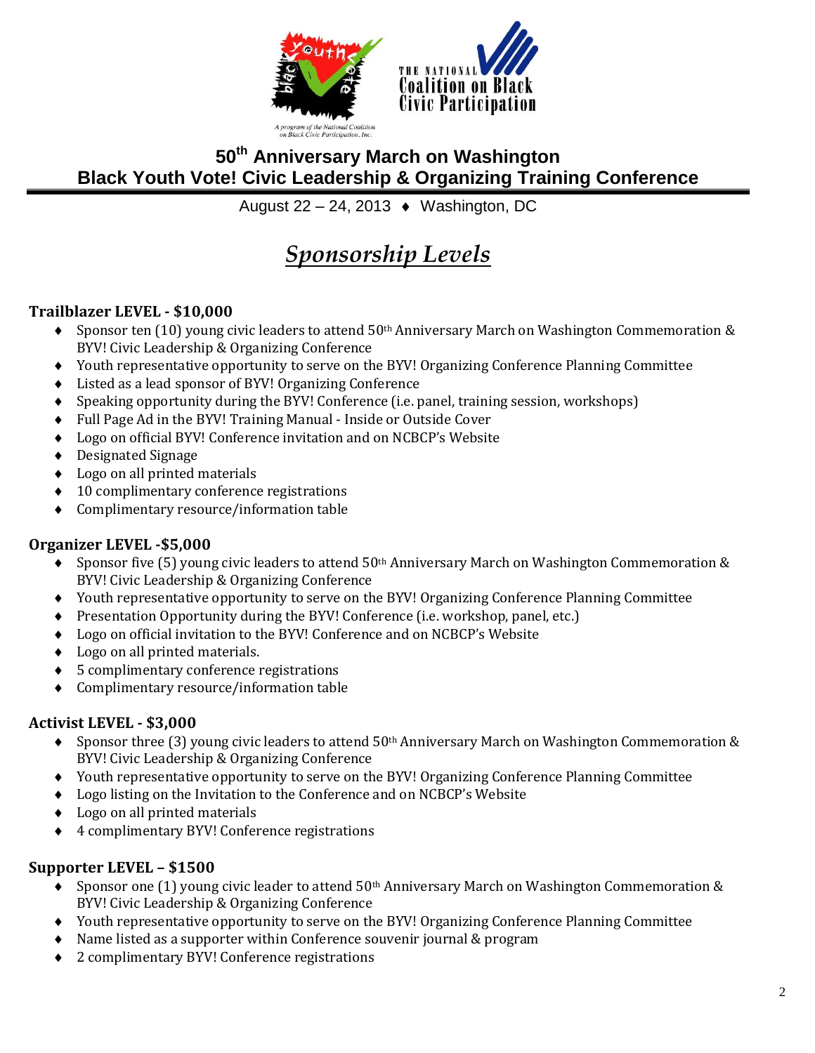## 50th Anniversary March on Washington
## Black Youth Vote! Civic Leadership & Organizing Training Conference

August 22 – 24, 2013 ♦ Washington, DC

# *Sponsorship Levels*

**Trailblazer LEVEL - $10,000**

- Sponsor ten (10) young civic leaders to attend 50th Anniversary March on Washington Commemoration & BYV! Civic Leadership & Organizing Conference
- Youth representative opportunity to serve on the BYV! Organizing Conference Planning Committee
- Listed as a lead sponsor of BYV! Organizing Conference
- Speaking opportunity during the BYV! Conference (i.e. panel, training session, workshops)
- Full Page Ad in the BYV! Training Manual - Inside or Outside Cover
- Logo on official BYV! Conference invitation and on NCBCP's Website
- Designated Signage
- Logo on all printed materials
- 10 complimentary conference registrations
- Complimentary resource/information table

**Organizer LEVEL -$5,000**

- Sponsor five (5) young civic leaders to attend 50th Anniversary March on Washington Commemoration & BYV! Civic Leadership & Organizing Conference
- Youth representative opportunity to serve on the BYV! Organizing Conference Planning Committee
- Presentation Opportunity during the BYV! Conference (i.e. workshop, panel, etc.)
- Logo on official invitation to the BYV! Conference and on NCBCP's Website
- Logo on all printed materials.
- 5 complimentary conference registrations
- Complimentary resource/information table

**Activist LEVEL - $3,000**

- Sponsor three (3) young civic leaders to attend 50th Anniversary March on Washington Commemoration & BYV! Civic Leadership & Organizing Conference
- Youth representative opportunity to serve on the BYV! Organizing Conference Planning Committee
- Logo listing on the Invitation to the Conference and on NCBCP's Website
- Logo on all printed materials
- 4 complimentary BYV! Conference registrations

**Supporter LEVEL – $1500**

- Sponsor one (1) young civic leader to attend 50th Anniversary March on Washington Commemoration & BYV! Civic Leadership & Organizing Conference
- Youth representative opportunity to serve on the BYV! Organizing Conference Planning Committee
- Name listed as a supporter within Conference souvenir journal & program
- 2 complimentary BYV! Conference registrations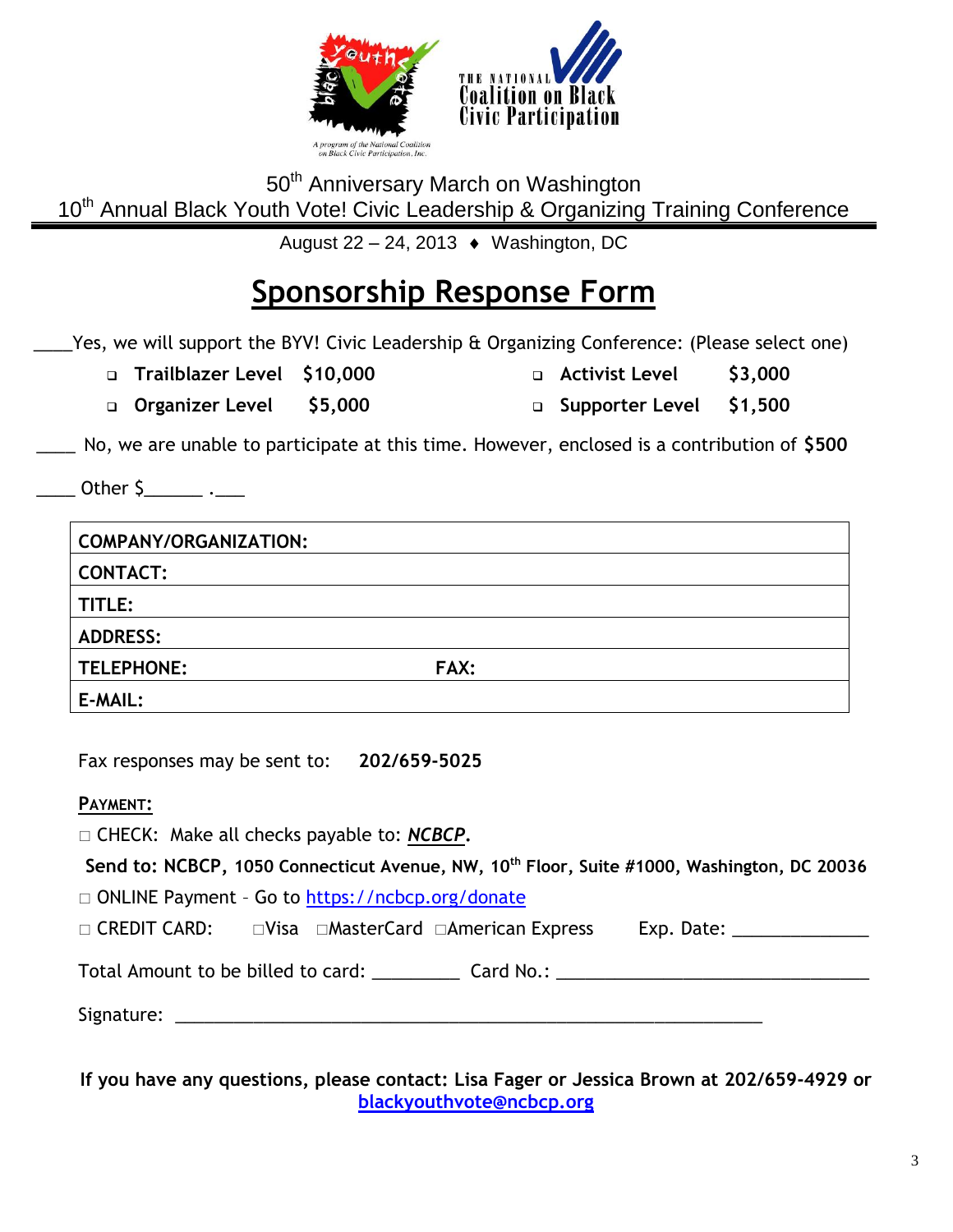50th Anniversary March on Washington

10th Annual Black Youth Vote! Civic Leadership & Organizing Training Conference

August 22 – 24, 2013 ♦ Washington, DC

# Sponsorship Response Form

____Yes, we will support the BYV! Civic Leadership & Organizing Conference: (Please select one)

- ❑ **Trailblazer Level $10,000**
- ❑ **Organizer Level $5,000**
- ❑ **Activist Level $3,000**
- ❑ **Supporter Level $1,500**

____ No, we are unable to participate at this time. However, enclosed is a contribution of **$500**

____ Other $______ .___

| | |
|---|---|
| **COMPANY/ORGANIZATION:** | |
| **CONTACT:** | |
| **TITLE:** | |
| **ADDRESS:** | |
| **TELEPHONE:** | **FAX:** |
| **E-MAIL:** | |

Fax responses may be sent to: **202/659-5025**

**PAYMENT:**

□ CHECK: Make all checks payable to: ***NCBCP*.**

**Send to: NCBCP, 1050 Connecticut Avenue, NW, 10th Floor, Suite #1000, Washington, DC 20036**

□ ONLINE Payment – Go to https://ncbcp.org/donate

□ CREDIT CARD: □Visa □MasterCard □American Express Exp. Date: _____________

Total Amount to be billed to card: _________ Card No.: ________________________________

Signature: _____________________________________________________________

**If you have any questions, please contact: Lisa Fager or Jessica Brown at 202/659-4929 or blackyouthvote@ncbcp.org**